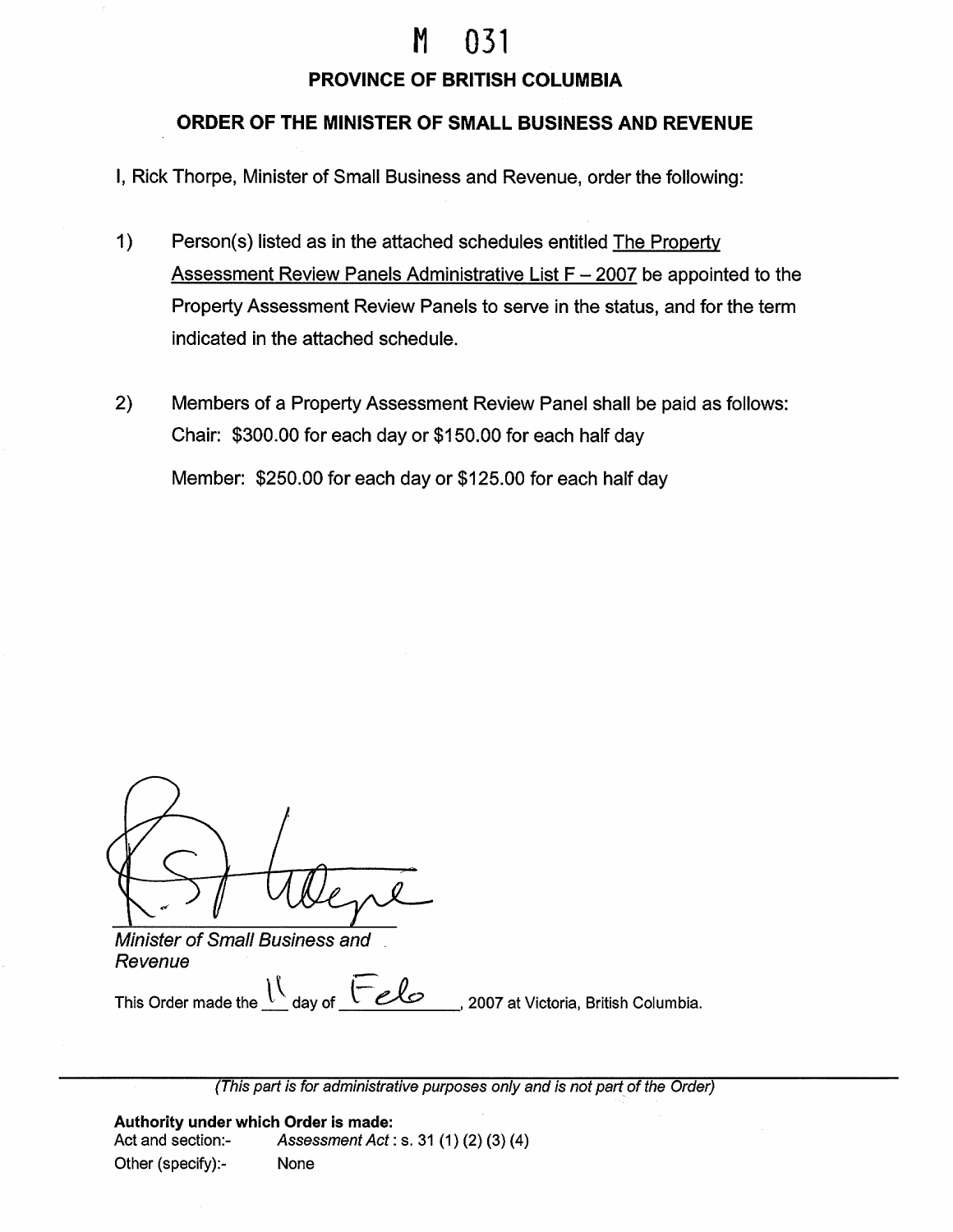# M 031

## PROVINCE OF BRITISH COLUMBIA

## ORDER OF THE MINISTER OF SMALL BUSINESS AND REVENUE

I, Rick Thorpe, Minister of Small Business and Revenue, order the following:

1) Person(s) listed as in the attached schedules entitled The Property Assessment Review Panels Administrative List F – 2007 be appointed to the Property Assessment Review Panels to serve in the status, and for the term indicated in the attached schedule.

2) Members of a Property Assessment Review Panel shall be paid as follows:
   Chair: $300.00 for each day or $150.00 for each half day

   Member: $250.00 for each day or $125.00 for each half day

*Minister of Small Business and Revenue*

This Order made the 11 day of Feb, 2007 at Victoria, British Columbia.

---

*(This part is for administrative purposes only and is not part of the Order)*

**Authority under which Order is made:**

Act and section:- *Assessment Act* : s. 31 (1) (2) (3) (4)

Other (specify):- None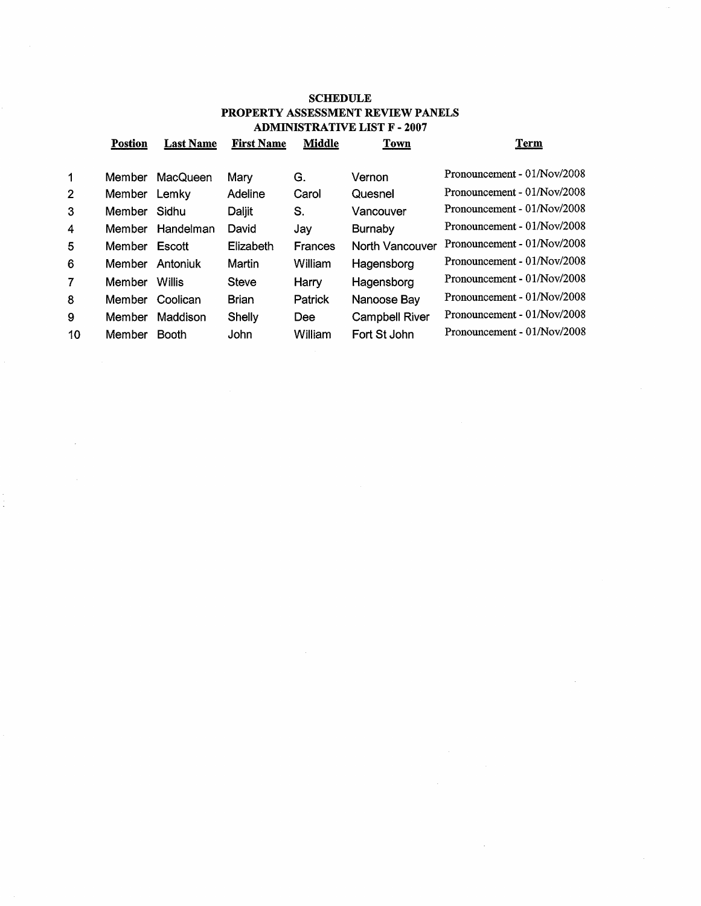**SCHEDULE**
**PROPERTY ASSESSMENT REVIEW PANELS**
**ADMINISTRATIVE LIST F - 2007**

| | Postion | Last Name | First Name | Middle | Town | Term |
|---|---|---|---|---|---|---|
| 1 | Member | MacQueen | Mary | G. | Vernon | Pronouncement - 01/Nov/2008 |
| 2 | Member | Lemky | Adeline | Carol | Quesnel | Pronouncement - 01/Nov/2008 |
| 3 | Member | Sidhu | Daljit | S. | Vancouver | Pronouncement - 01/Nov/2008 |
| 4 | Member | Handelman | David | Jay | Burnaby | Pronouncement - 01/Nov/2008 |
| 5 | Member | Escott | Elizabeth | Frances | North Vancouver | Pronouncement - 01/Nov/2008 |
| 6 | Member | Antoniuk | Martin | William | Hagensborg | Pronouncement - 01/Nov/2008 |
| 7 | Member | Willis | Steve | Harry | Hagensborg | Pronouncement - 01/Nov/2008 |
| 8 | Member | Coolican | Brian | Patrick | Nanoose Bay | Pronouncement - 01/Nov/2008 |
| 9 | Member | Maddison | Shelly | Dee | Campbell River | Pronouncement - 01/Nov/2008 |
| 10 | Member | Booth | John | William | Fort St John | Pronouncement - 01/Nov/2008 |